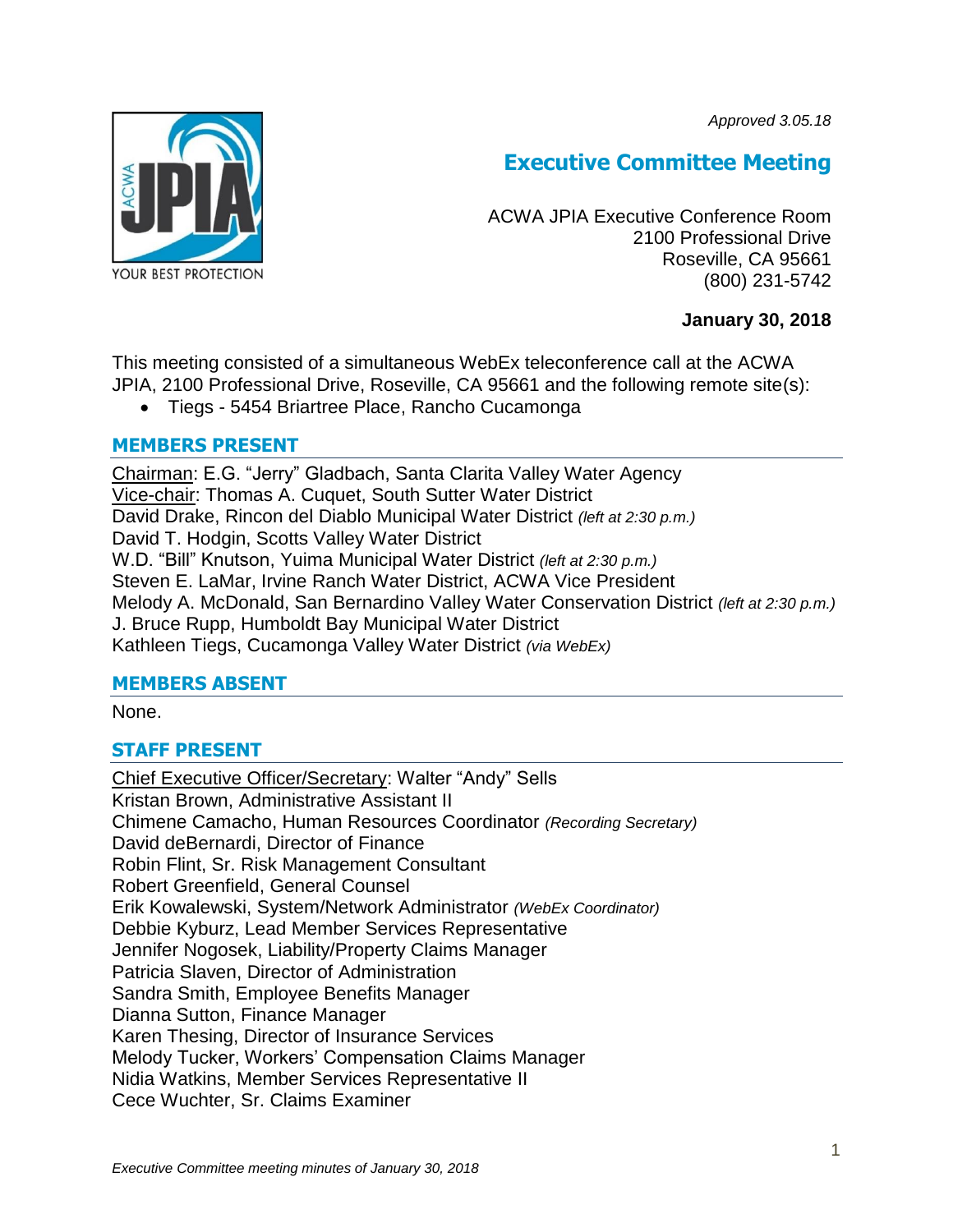*Approved 3.05.18*

# Executive Committee Meeting

ACWA JPIA Executive Conference Room
2100 Professional Drive
Roseville, CA 95661
(800) 231-5742

**January 30, 2018**

This meeting consisted of a simultaneous WebEx teleconference call at the ACWA JPIA, 2100 Professional Drive, Roseville, CA 95661 and the following remote site(s):

- Tiegs - 5454 Briartree Place, Rancho Cucamonga

## MEMBERS PRESENT

Chairman: E.G. "Jerry" Gladbach, Santa Clarita Valley Water Agency
Vice-chair: Thomas A. Cuquet, South Sutter Water District
David Drake, Rincon del Diablo Municipal Water District *(left at 2:30 p.m.)*
David T. Hodgin, Scotts Valley Water District
W.D. "Bill" Knutson, Yuima Municipal Water District *(left at 2:30 p.m.)*
Steven E. LaMar, Irvine Ranch Water District, ACWA Vice President
Melody A. McDonald, San Bernardino Valley Water Conservation District *(left at 2:30 p.m.)*
J. Bruce Rupp, Humboldt Bay Municipal Water District
Kathleen Tiegs, Cucamonga Valley Water District *(via WebEx)*

## MEMBERS ABSENT

None.

## STAFF PRESENT

Chief Executive Officer/Secretary: Walter "Andy" Sells
Kristan Brown, Administrative Assistant II
Chimene Camacho, Human Resources Coordinator *(Recording Secretary)*
David deBernardi, Director of Finance
Robin Flint, Sr. Risk Management Consultant
Robert Greenfield, General Counsel
Erik Kowalewski, System/Network Administrator *(WebEx Coordinator)*
Debbie Kyburz, Lead Member Services Representative
Jennifer Nogosek, Liability/Property Claims Manager
Patricia Slaven, Director of Administration
Sandra Smith, Employee Benefits Manager
Dianna Sutton, Finance Manager
Karen Thesing, Director of Insurance Services
Melody Tucker, Workers' Compensation Claims Manager
Nidia Watkins, Member Services Representative II
Cece Wuchter, Sr. Claims Examiner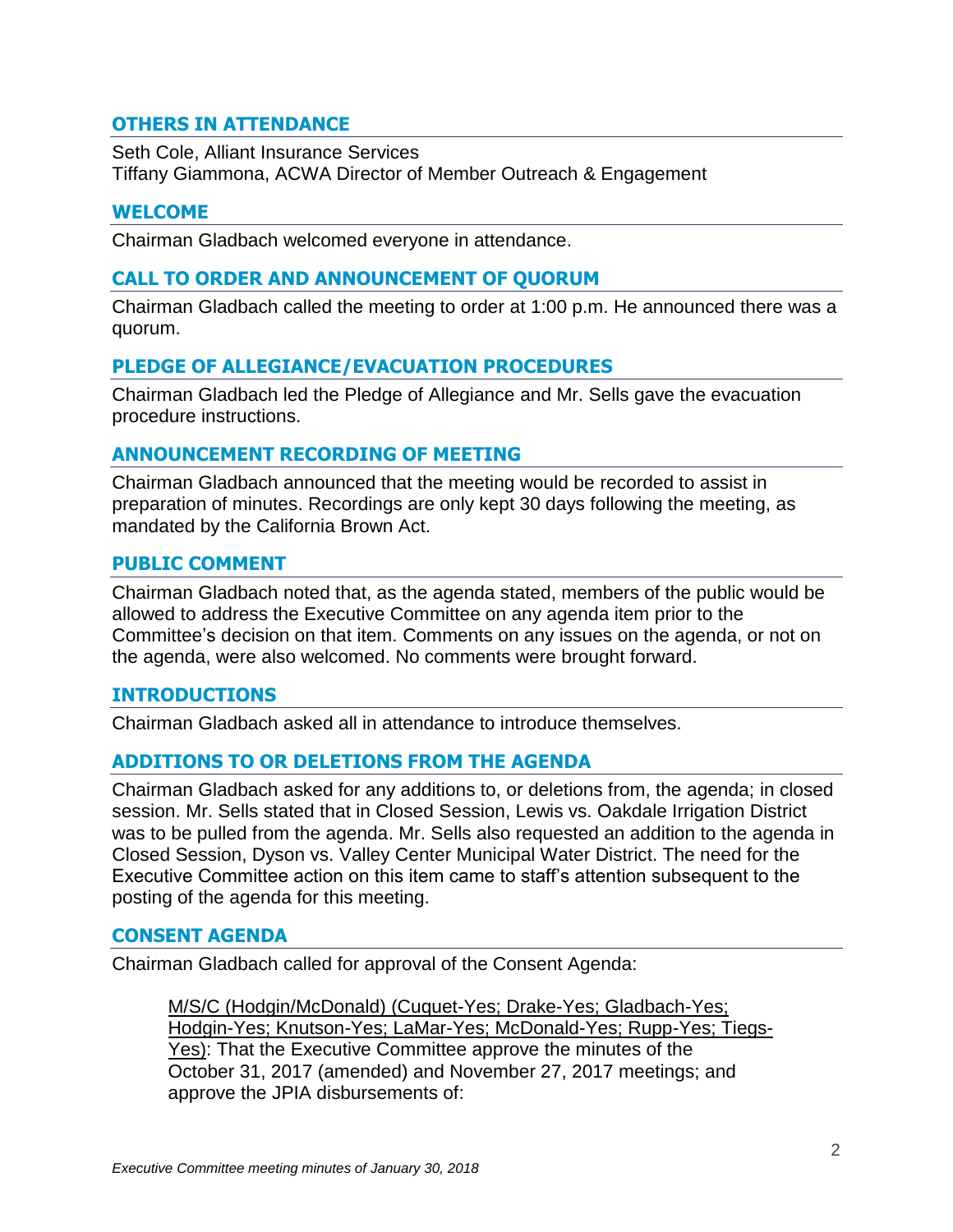## OTHERS IN ATTENDANCE

Seth Cole, Alliant Insurance Services
Tiffany Giammona, ACWA Director of Member Outreach & Engagement

## WELCOME

Chairman Gladbach welcomed everyone in attendance.

## CALL TO ORDER AND ANNOUNCEMENT OF QUORUM

Chairman Gladbach called the meeting to order at 1:00 p.m. He announced there was a quorum.

## PLEDGE OF ALLEGIANCE/EVACUATION PROCEDURES

Chairman Gladbach led the Pledge of Allegiance and Mr. Sells gave the evacuation procedure instructions.

## ANNOUNCEMENT RECORDING OF MEETING

Chairman Gladbach announced that the meeting would be recorded to assist in preparation of minutes. Recordings are only kept 30 days following the meeting, as mandated by the California Brown Act.

## PUBLIC COMMENT

Chairman Gladbach noted that, as the agenda stated, members of the public would be allowed to address the Executive Committee on any agenda item prior to the Committee's decision on that item. Comments on any issues on the agenda, or not on the agenda, were also welcomed. No comments were brought forward.

## INTRODUCTIONS

Chairman Gladbach asked all in attendance to introduce themselves.

## ADDITIONS TO OR DELETIONS FROM THE AGENDA

Chairman Gladbach asked for any additions to, or deletions from, the agenda; in closed session. Mr. Sells stated that in Closed Session, Lewis vs. Oakdale Irrigation District was to be pulled from the agenda. Mr. Sells also requested an addition to the agenda in Closed Session, Dyson vs. Valley Center Municipal Water District. The need for the Executive Committee action on this item came to staff's attention subsequent to the posting of the agenda for this meeting.

## CONSENT AGENDA

Chairman Gladbach called for approval of the Consent Agenda:

> M/S/C (Hodgin/McDonald) (Cuquet-Yes; Drake-Yes; Gladbach-Yes; Hodgin-Yes; Knutson-Yes; LaMar-Yes; McDonald-Yes; Rupp-Yes; Tiegs-Yes): That the Executive Committee approve the minutes of the October 31, 2017 (amended) and November 27, 2017 meetings; and approve the JPIA disbursements of: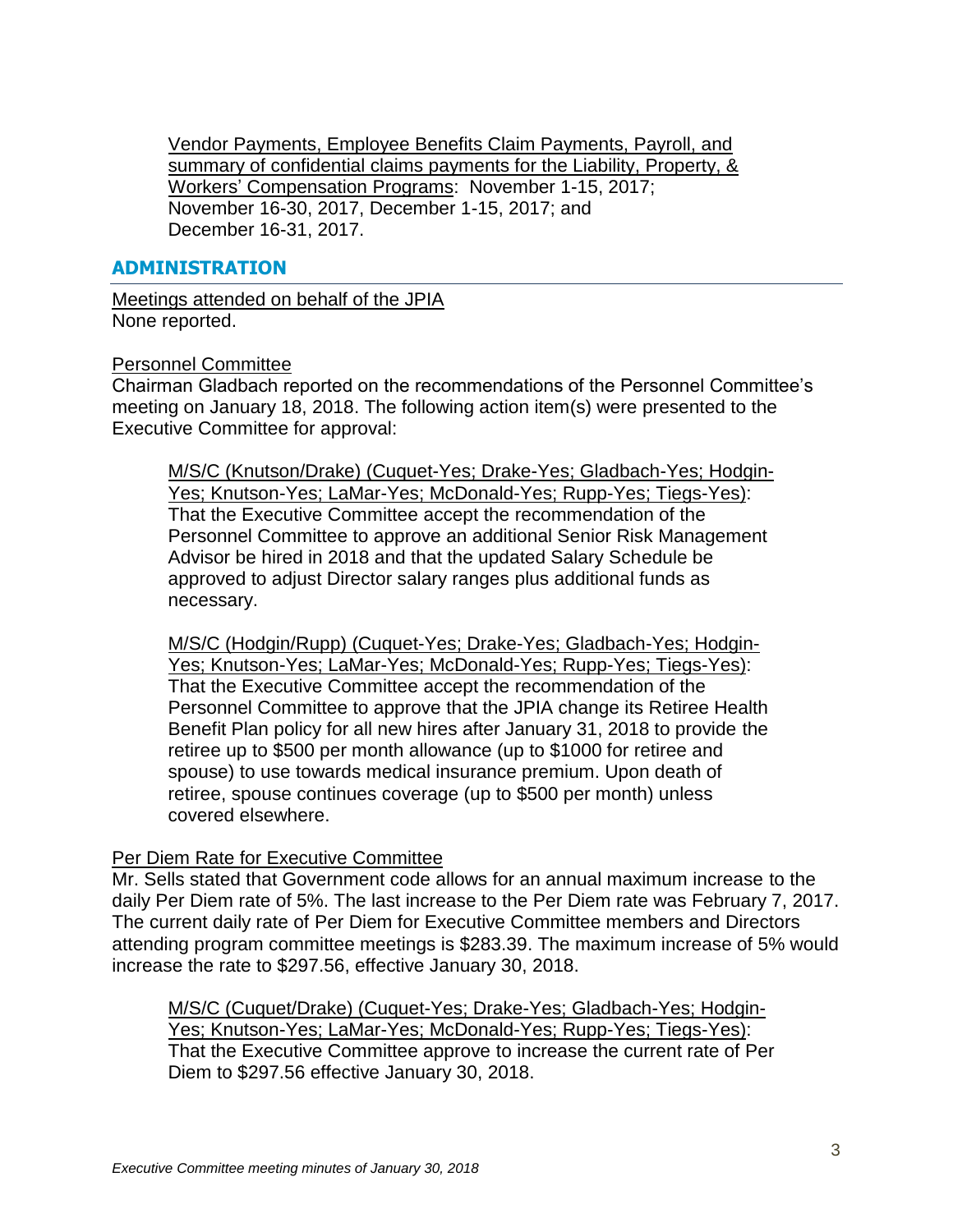Vendor Payments, Employee Benefits Claim Payments, Payroll, and summary of confidential claims payments for the Liability, Property, & Workers' Compensation Programs: November 1-15, 2017; November 16-30, 2017, December 1-15, 2017; and December 16-31, 2017.

## ADMINISTRATION

Meetings attended on behalf of the JPIA
None reported.

Personnel Committee
Chairman Gladbach reported on the recommendations of the Personnel Committee's meeting on January 18, 2018. The following action item(s) were presented to the Executive Committee for approval:

> M/S/C (Knutson/Drake) (Cuquet-Yes; Drake-Yes; Gladbach-Yes; Hodgin-Yes; Knutson-Yes; LaMar-Yes; McDonald-Yes; Rupp-Yes; Tiegs-Yes): That the Executive Committee accept the recommendation of the Personnel Committee to approve an additional Senior Risk Management Advisor be hired in 2018 and that the updated Salary Schedule be approved to adjust Director salary ranges plus additional funds as necessary.

> M/S/C (Hodgin/Rupp) (Cuquet-Yes; Drake-Yes; Gladbach-Yes; Hodgin-Yes; Knutson-Yes; LaMar-Yes; McDonald-Yes; Rupp-Yes; Tiegs-Yes): That the Executive Committee accept the recommendation of the Personnel Committee to approve that the JPIA change its Retiree Health Benefit Plan policy for all new hires after January 31, 2018 to provide the retiree up to $500 per month allowance (up to $1000 for retiree and spouse) to use towards medical insurance premium. Upon death of retiree, spouse continues coverage (up to $500 per month) unless covered elsewhere.

Per Diem Rate for Executive Committee
Mr. Sells stated that Government code allows for an annual maximum increase to the daily Per Diem rate of 5%. The last increase to the Per Diem rate was February 7, 2017. The current daily rate of Per Diem for Executive Committee members and Directors attending program committee meetings is $283.39. The maximum increase of 5% would increase the rate to $297.56, effective January 30, 2018.

> M/S/C (Cuquet/Drake) (Cuquet-Yes; Drake-Yes; Gladbach-Yes; Hodgin-Yes; Knutson-Yes; LaMar-Yes; McDonald-Yes; Rupp-Yes; Tiegs-Yes): That the Executive Committee approve to increase the current rate of Per Diem to $297.56 effective January 30, 2018.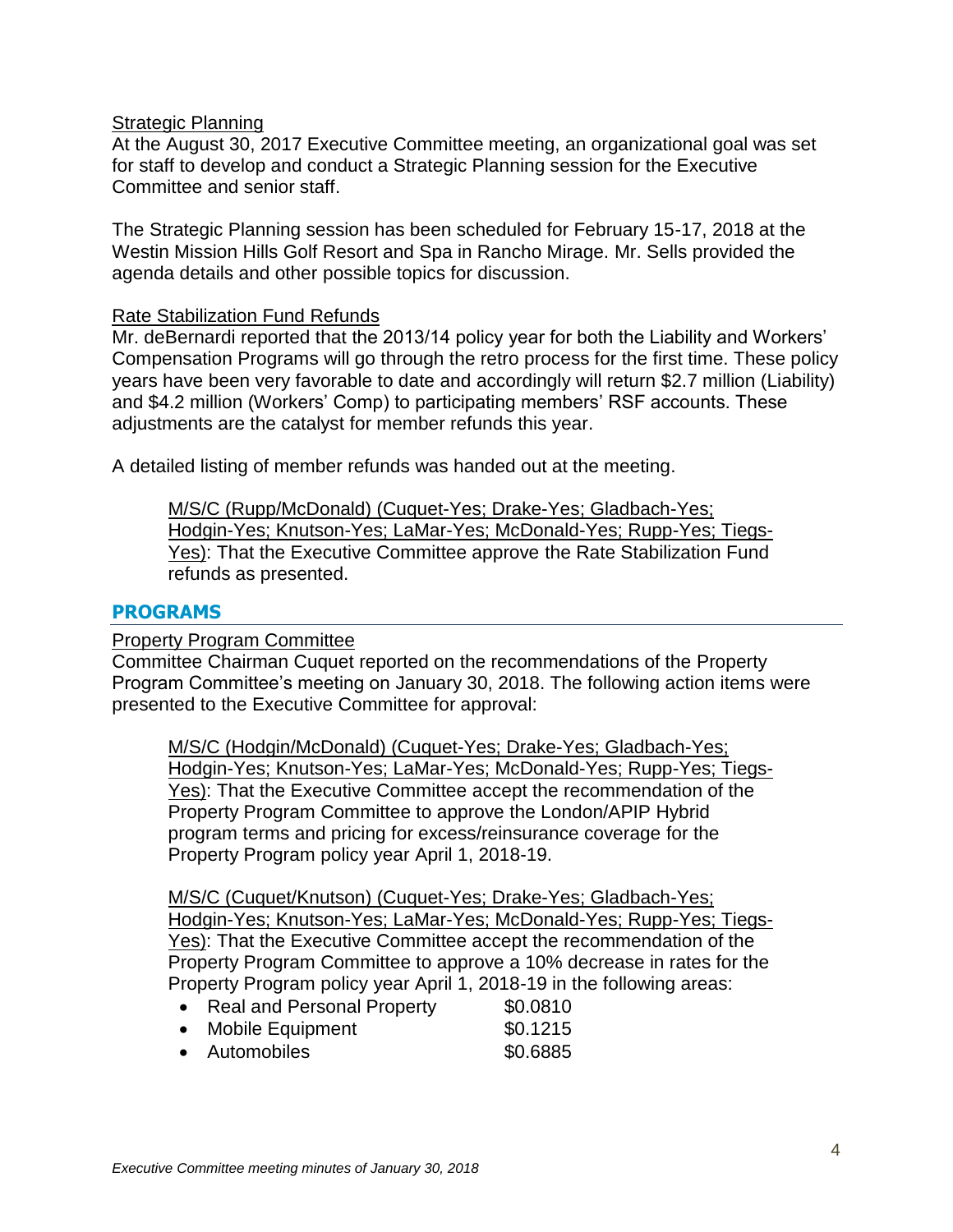Strategic Planning

At the August 30, 2017 Executive Committee meeting, an organizational goal was set for staff to develop and conduct a Strategic Planning session for the Executive Committee and senior staff.

The Strategic Planning session has been scheduled for February 15-17, 2018 at the Westin Mission Hills Golf Resort and Spa in Rancho Mirage. Mr. Sells provided the agenda details and other possible topics for discussion.

Rate Stabilization Fund Refunds

Mr. deBernardi reported that the 2013/14 policy year for both the Liability and Workers' Compensation Programs will go through the retro process for the first time. These policy years have been very favorable to date and accordingly will return $2.7 million (Liability) and $4.2 million (Workers' Comp) to participating members' RSF accounts. These adjustments are the catalyst for member refunds this year.

A detailed listing of member refunds was handed out at the meeting.

> M/S/C (Rupp/McDonald) (Cuquet-Yes; Drake-Yes; Gladbach-Yes; Hodgin-Yes; Knutson-Yes; LaMar-Yes; McDonald-Yes; Rupp-Yes; Tiegs-Yes): That the Executive Committee approve the Rate Stabilization Fund refunds as presented.

## PROGRAMS

Property Program Committee

Committee Chairman Cuquet reported on the recommendations of the Property Program Committee's meeting on January 30, 2018. The following action items were presented to the Executive Committee for approval:

> M/S/C (Hodgin/McDonald) (Cuquet-Yes; Drake-Yes; Gladbach-Yes; Hodgin-Yes; Knutson-Yes; LaMar-Yes; McDonald-Yes; Rupp-Yes; Tiegs-Yes): That the Executive Committee accept the recommendation of the Property Program Committee to approve the London/APIP Hybrid program terms and pricing for excess/reinsurance coverage for the Property Program policy year April 1, 2018-19.

> M/S/C (Cuquet/Knutson) (Cuquet-Yes; Drake-Yes; Gladbach-Yes; Hodgin-Yes; Knutson-Yes; LaMar-Yes; McDonald-Yes; Rupp-Yes; Tiegs-Yes): That the Executive Committee accept the recommendation of the Property Program Committee to approve a 10% decrease in rates for the Property Program policy year April 1, 2018-19 in the following areas:
>
> - Real and Personal Property $0.0810
> - Mobile Equipment $0.1215
> - Automobiles $0.6885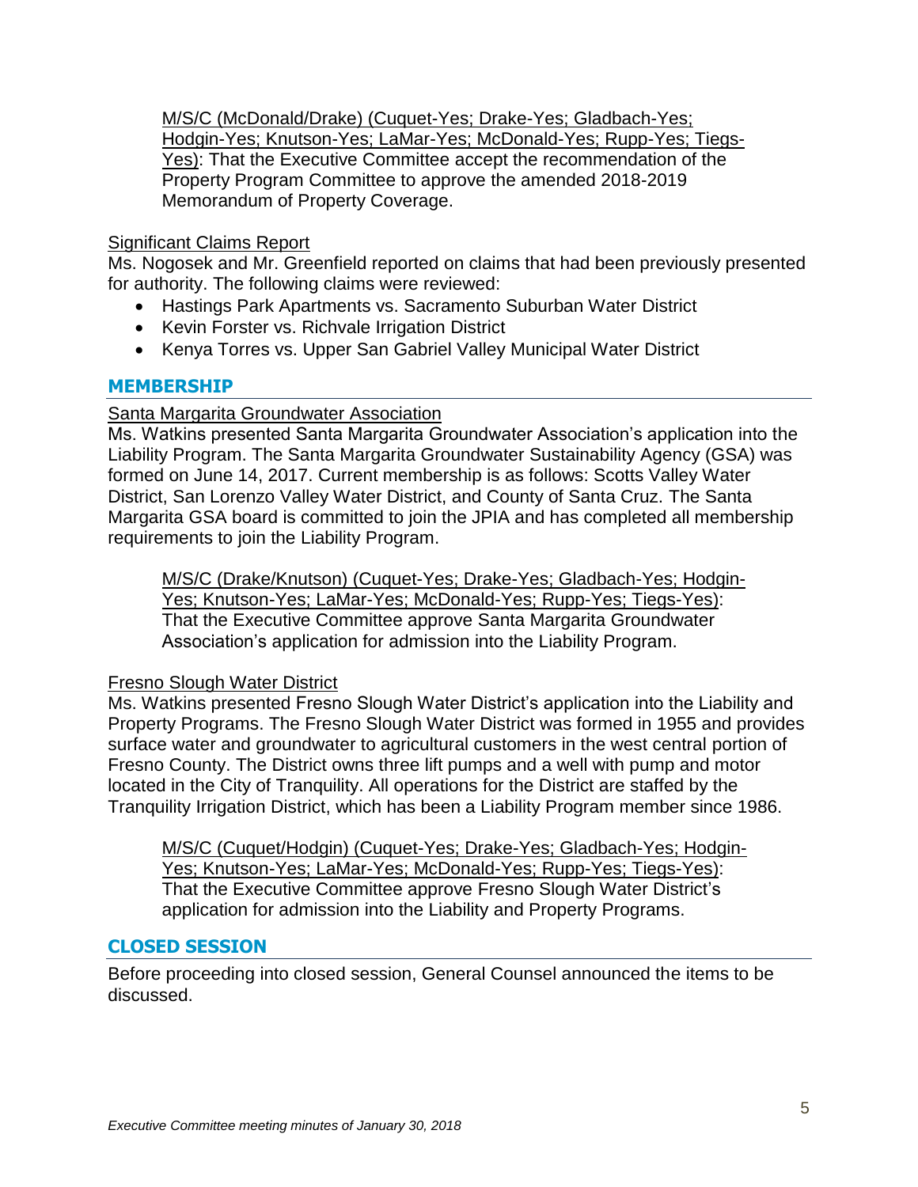M/S/C (McDonald/Drake) (Cuquet-Yes; Drake-Yes; Gladbach-Yes; Hodgin-Yes; Knutson-Yes; LaMar-Yes; McDonald-Yes; Rupp-Yes; Tiegs-Yes): That the Executive Committee accept the recommendation of the Property Program Committee to approve the amended 2018-2019 Memorandum of Property Coverage.

Significant Claims Report

Ms. Nogosek and Mr. Greenfield reported on claims that had been previously presented for authority. The following claims were reviewed:

- Hastings Park Apartments vs. Sacramento Suburban Water District
- Kevin Forster vs. Richvale Irrigation District
- Kenya Torres vs. Upper San Gabriel Valley Municipal Water District

## MEMBERSHIP

Santa Margarita Groundwater Association

Ms. Watkins presented Santa Margarita Groundwater Association's application into the Liability Program. The Santa Margarita Groundwater Sustainability Agency (GSA) was formed on June 14, 2017. Current membership is as follows: Scotts Valley Water District, San Lorenzo Valley Water District, and County of Santa Cruz. The Santa Margarita GSA board is committed to join the JPIA and has completed all membership requirements to join the Liability Program.

M/S/C (Drake/Knutson) (Cuquet-Yes; Drake-Yes; Gladbach-Yes; Hodgin-Yes; Knutson-Yes; LaMar-Yes; McDonald-Yes; Rupp-Yes; Tiegs-Yes): That the Executive Committee approve Santa Margarita Groundwater Association's application for admission into the Liability Program.

Fresno Slough Water District

Ms. Watkins presented Fresno Slough Water District's application into the Liability and Property Programs. The Fresno Slough Water District was formed in 1955 and provides surface water and groundwater to agricultural customers in the west central portion of Fresno County. The District owns three lift pumps and a well with pump and motor located in the City of Tranquility. All operations for the District are staffed by the Tranquility Irrigation District, which has been a Liability Program member since 1986.

M/S/C (Cuquet/Hodgin) (Cuquet-Yes; Drake-Yes; Gladbach-Yes; Hodgin-Yes; Knutson-Yes; LaMar-Yes; McDonald-Yes; Rupp-Yes; Tiegs-Yes): That the Executive Committee approve Fresno Slough Water District's application for admission into the Liability and Property Programs.

## CLOSED SESSION

Before proceeding into closed session, General Counsel announced the items to be discussed.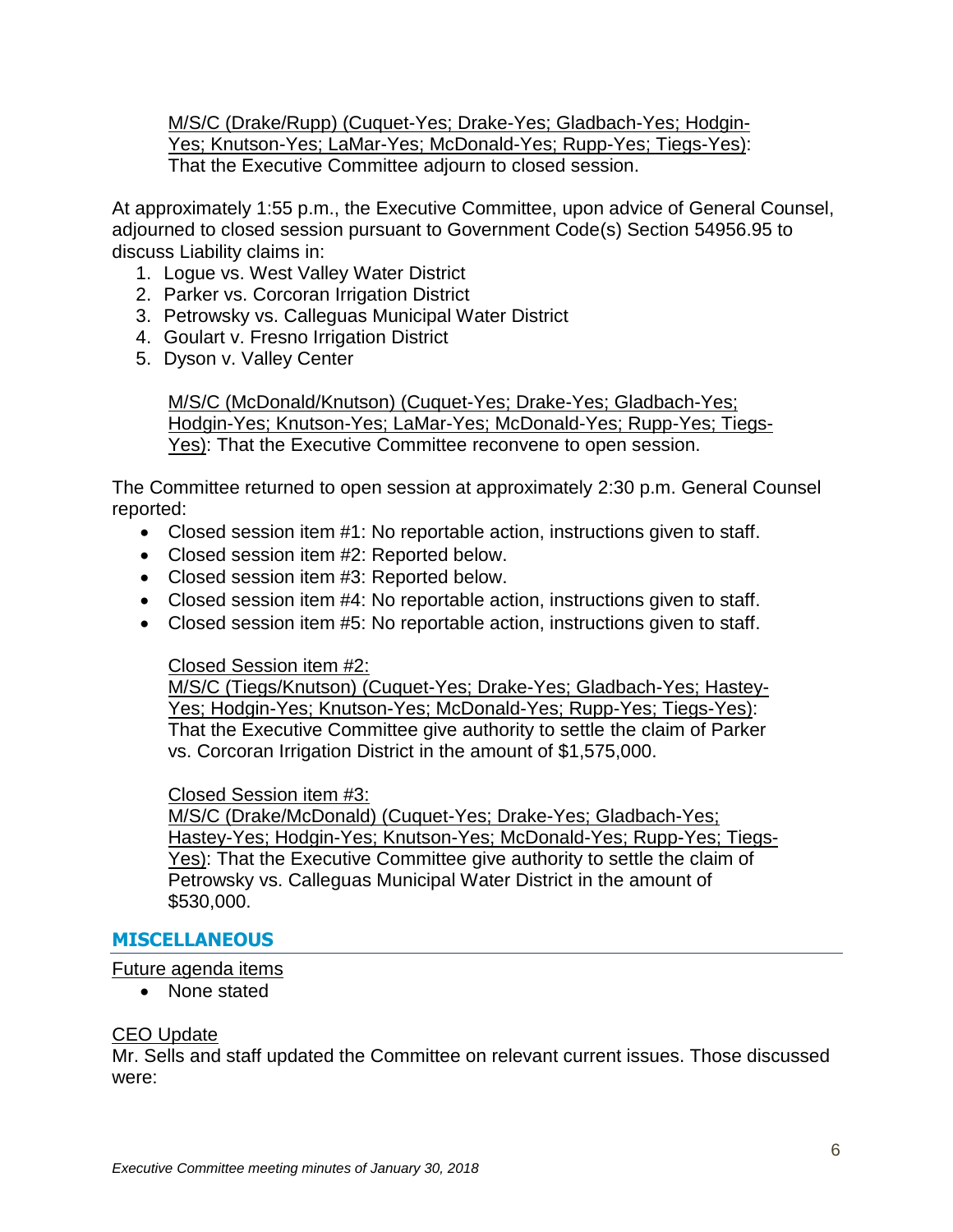M/S/C (Drake/Rupp) (Cuquet-Yes; Drake-Yes; Gladbach-Yes; Hodgin-Yes; Knutson-Yes; LaMar-Yes; McDonald-Yes; Rupp-Yes; Tiegs-Yes): That the Executive Committee adjourn to closed session.

At approximately 1:55 p.m., the Executive Committee, upon advice of General Counsel, adjourned to closed session pursuant to Government Code(s) Section 54956.95 to discuss Liability claims in:

1. Logue vs. West Valley Water District
2. Parker vs. Corcoran Irrigation District
3. Petrowsky vs. Calleguas Municipal Water District
4. Goulart v. Fresno Irrigation District
5. Dyson v. Valley Center

M/S/C (McDonald/Knutson) (Cuquet-Yes; Drake-Yes; Gladbach-Yes; Hodgin-Yes; Knutson-Yes; LaMar-Yes; McDonald-Yes; Rupp-Yes; Tiegs-Yes): That the Executive Committee reconvene to open session.

The Committee returned to open session at approximately 2:30 p.m. General Counsel reported:

- Closed session item #1: No reportable action, instructions given to staff.
- Closed session item #2: Reported below.
- Closed session item #3: Reported below.
- Closed session item #4: No reportable action, instructions given to staff.
- Closed session item #5: No reportable action, instructions given to staff.

Closed Session item #2:
M/S/C (Tiegs/Knutson) (Cuquet-Yes; Drake-Yes; Gladbach-Yes; Hastey-Yes; Hodgin-Yes; Knutson-Yes; McDonald-Yes; Rupp-Yes; Tiegs-Yes): That the Executive Committee give authority to settle the claim of Parker vs. Corcoran Irrigation District in the amount of $1,575,000.

Closed Session item #3:
M/S/C (Drake/McDonald) (Cuquet-Yes; Drake-Yes; Gladbach-Yes; Hastey-Yes; Hodgin-Yes; Knutson-Yes; McDonald-Yes; Rupp-Yes; Tiegs-Yes): That the Executive Committee give authority to settle the claim of Petrowsky vs. Calleguas Municipal Water District in the amount of $530,000.

## MISCELLANEOUS

Future agenda items

- None stated

CEO Update

Mr. Sells and staff updated the Committee on relevant current issues. Those discussed were: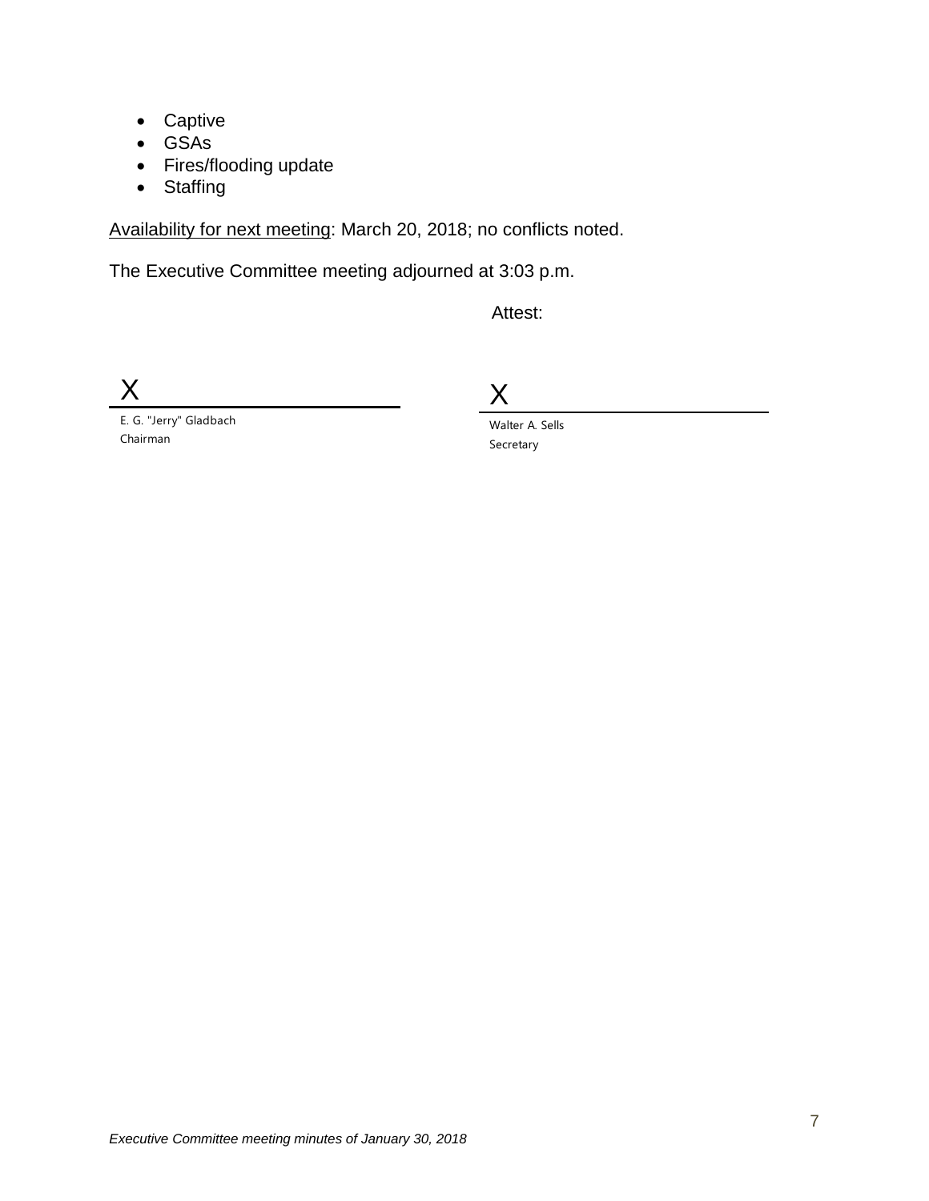- Captive
- GSAs
- Fires/flooding update
- Staffing

Availability for next meeting: March 20, 2018; no conflicts noted.

The Executive Committee meeting adjourned at 3:03 p.m.

Attest:

X

E. G. "Jerry" Gladbach
Chairman

X

Walter A. Sells
Secretary